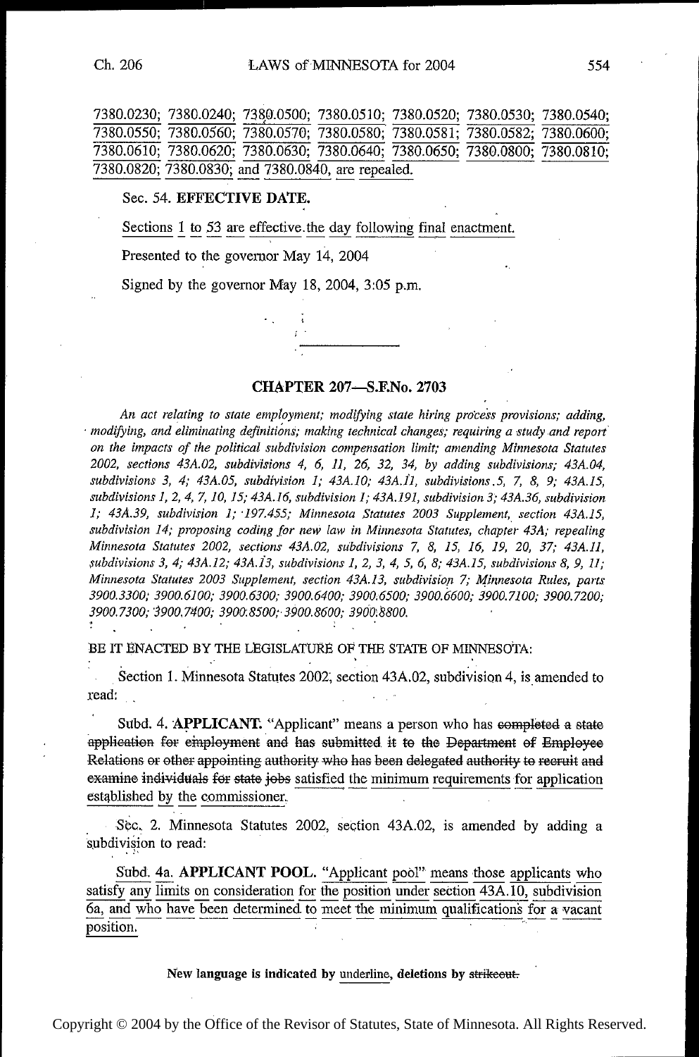7380.0230; 7380.0240; 7380.0500; 7380.0510; 7380.0520; 7380.0530; 7380.0540; 7380.0550; 7380.0560; 7380.0570; 7380.0580; 7380.0581; 7380.0582; 7380.0600; 7380.0610; 7380.0620; 7380.0630; 7380.0640; 7380.0650; 7380.0800; 7380.0810; 7380.0820; 7380.0830; and 7380.0840, are repealed.

Sec. 54. **EFFECTIVE DATE.**

Sections 1 to 53 are effective the day following final enactment.

Presented to the governor May 14, 2004

Signed by the governor May 18, 2004, 3:05 p.m.

---

## CHAPTER 207—S.F.No. 2703

*An act relating to state employment; modifying state hiring process provisions; adding, modifying, and eliminating definitions; making technical changes; requiring a study and report on the impacts of the political subdivision compensation limit; amending Minnesota Statutes 2002, sections 43A.02, subdivisions 4, 6, 11, 26, 32, 34, by adding subdivisions; 43A.04, subdivisions 3, 4; 43A.05, subdivision 1; 43A.10; 43A.11, subdivisions 5, 7, 8, 9; 43A.15, subdivisions 1, 2, 4, 7, 10, 15; 43A.16, subdivision 1; 43A.191, subdivision 3; 43A.36, subdivision 1; 43A.39, subdivision 1; 197.455; Minnesota Statutes 2003 Supplement, section 43A.15, subdivision 14; proposing coding for new law in Minnesota Statutes, chapter 43A; repealing Minnesota Statutes 2002, sections 43A.02, subdivisions 7, 8, 15, 16, 19, 20, 37; 43A.11, subdivisions 3, 4; 43A.12; 43A.13, subdivisions 1, 2, 3, 4, 5, 6, 8; 43A.15, subdivisions 8, 9, 11; Minnesota Statutes 2003 Supplement, section 43A.13, subdivision 7; Minnesota Rules, parts 3900.3300; 3900.6100; 3900.6300; 3900.6400; 3900.6500; 3900.6600; 3900.7100; 3900.7200; 3900.7300; 3900.7400; 3900.8500; 3900.8600; 3900.8800.*

BE IT ENACTED BY THE LEGISLATURE OF THE STATE OF MINNESOTA:

Section 1. Minnesota Statutes 2002, section 43A.02, subdivision 4, is amended to read:

Subd. 4. **APPLICANT.** "Applicant" means a person who has ~~completed a state application for employment and has submitted it to the Department of Employee Relations or other appointing authority who has been delegated authority to recruit and examine individuals for state jobs~~ satisfied the minimum requirements for application established by the commissioner.

Sec. 2. Minnesota Statutes 2002, section 43A.02, is amended by adding a subdivision to read:

Subd. 4a. **APPLICANT POOL.** "Applicant pool" means those applicants who satisfy any limits on consideration for the position under section 43A.10, subdivision 6a, and who have been determined to meet the minimum qualifications for a vacant position.

New language is indicated by underline, deletions by ~~strikeout.~~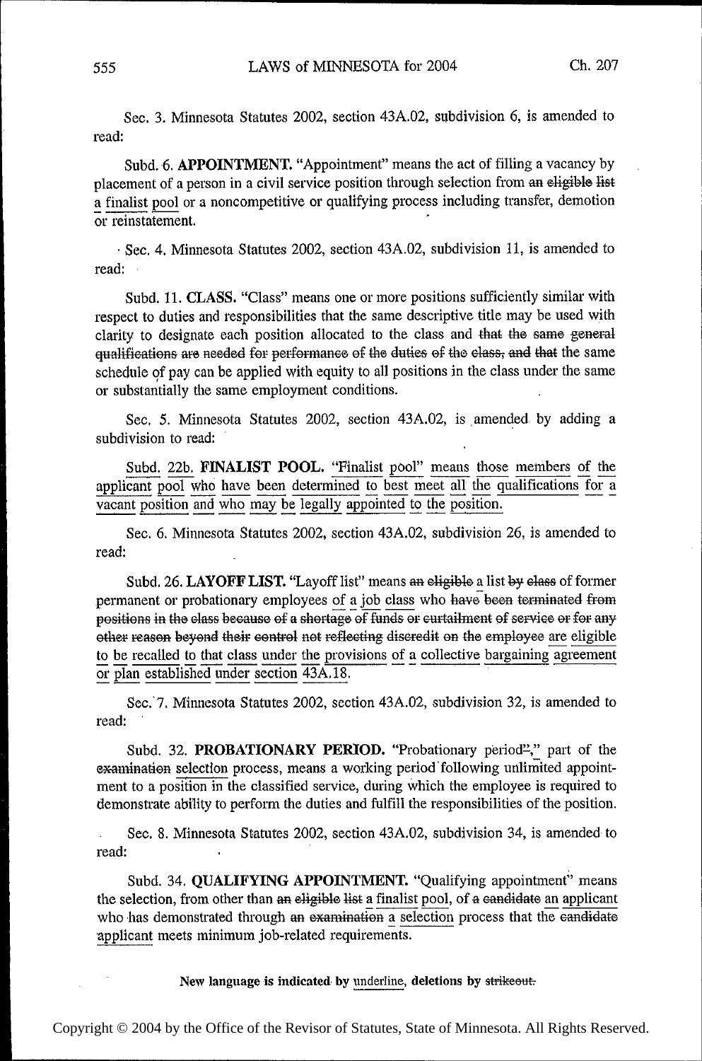Sec. 3. Minnesota Statutes 2002, section 43A.02, subdivision 6, is amended to read:

Subd. 6. **APPOINTMENT.** "Appointment" means the act of filling a vacancy by placement of a person in a civil service position through selection from ~~an eligible list~~ <u>a finalist pool</u> or a noncompetitive or qualifying process including transfer, demotion or reinstatement.

Sec. 4. Minnesota Statutes 2002, section 43A.02, subdivision 11, is amended to read:

Subd. 11. **CLASS.** "Class" means one or more positions sufficiently similar with respect to duties and responsibilities that the same descriptive title may be used with clarity to designate each position allocated to the class and ~~that the same general qualifications are needed for performance of the duties of the class, and that~~ the same schedule of pay can be applied with equity to all positions in the class under the same or substantially the same employment conditions.

Sec. 5. Minnesota Statutes 2002, section 43A.02, is amended by adding a subdivision to read:

<u>Subd. 22b.</u> **<u>FINALIST POOL.</u>** <u>"Finalist pool" means those members of the applicant pool who have been determined to best meet all the qualifications for a vacant position and who may be legally appointed to the position.</u>

Sec. 6. Minnesota Statutes 2002, section 43A.02, subdivision 26, is amended to read:

Subd. 26. **LAYOFF LIST.** "Layoff list" means ~~an eligible~~ <u>a</u> list ~~by class~~ of former permanent or probationary employees <u>of a job class</u> who ~~have been terminated from positions in the class because of a shortage of funds or curtailment of service or for any other reason beyond their control not reflecting discredit on the employee~~ <u>are eligible to be recalled to that class under the provisions of a collective bargaining agreement or plan established under section 43A.18.</u>

Sec. 7. Minnesota Statutes 2002, section 43A.02, subdivision 32, is amended to read:

Subd. 32. **PROBATIONARY PERIOD.** "Probationary period~~"~~<u>,"</u> part of the ~~examination~~ <u>selection</u> process, means a working period following unlimited appointment to a position in the classified service, during which the employee is required to demonstrate ability to perform the duties and fulfill the responsibilities of the position.

Sec. 8. Minnesota Statutes 2002, section 43A.02, subdivision 34, is amended to read:

Subd. 34. **QUALIFYING APPOINTMENT.** "Qualifying appointment" means the selection, from other than ~~an eligible list~~ <u>a finalist pool</u>, of ~~a candidate~~ <u>an applicant</u> who has demonstrated through ~~an examination~~ <u>a selection</u> process that the ~~candidate~~ <u>applicant</u> meets minimum job-related requirements.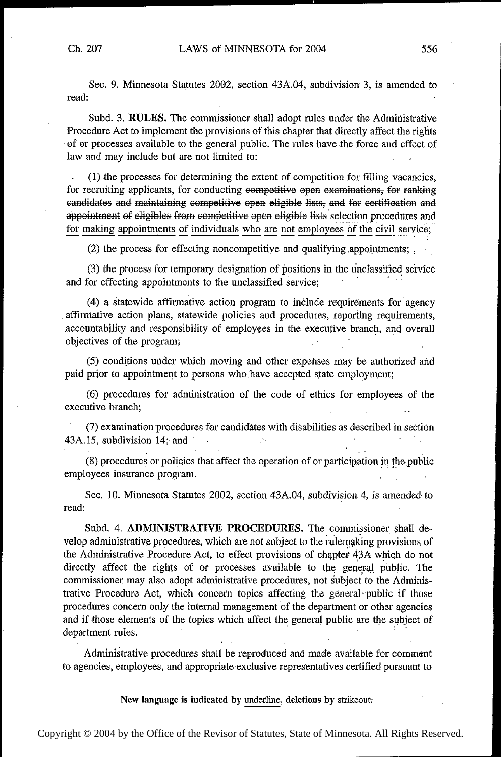Sec. 9. Minnesota Statutes 2002, section 43A.04, subdivision 3, is amended to read:

Subd. 3. **RULES.** The commissioner shall adopt rules under the Administrative Procedure Act to implement the provisions of this chapter that directly affect the rights of or processes available to the general public. The rules have the force and effect of law and may include but are not limited to:

(1) the processes for determining the extent of competition for filling vacancies, for recruiting applicants, for conducting ~~competitive open examinations, for ranking candidates and maintaining competitive open eligible lists, and for certification and appointment of eligibles from competitive open eligible lists~~ <u>selection procedures and for making appointments of individuals who are not employees of the civil service</u>;

(2) the process for effecting noncompetitive and qualifying appointments;

(3) the process for temporary designation of positions in the unclassified service and for effecting appointments to the unclassified service;

(4) a statewide affirmative action program to include requirements for agency affirmative action plans, statewide policies and procedures, reporting requirements, accountability and responsibility of employees in the executive branch, and overall objectives of the program;

(5) conditions under which moving and other expenses may be authorized and paid prior to appointment to persons who have accepted state employment;

(6) procedures for administration of the code of ethics for employees of the executive branch;

(7) examination procedures for candidates with disabilities as described in section 43A.15, subdivision 14; and

(8) procedures or policies that affect the operation of or participation in the public employees insurance program.

Sec. 10. Minnesota Statutes 2002, section 43A.04, subdivision 4, is amended to read:

Subd. 4. **ADMINISTRATIVE PROCEDURES.** The commissioner shall develop administrative procedures, which are not subject to the rulemaking provisions of the Administrative Procedure Act, to effect provisions of chapter 43A which do not directly affect the rights of or processes available to the general public. The commissioner may also adopt administrative procedures, not subject to the Administrative Procedure Act, which concern topics affecting the general public if those procedures concern only the internal management of the department or other agencies and if those elements of the topics which affect the general public are the subject of department rules.

Administrative procedures shall be reproduced and made available for comment to agencies, employees, and appropriate exclusive representatives certified pursuant to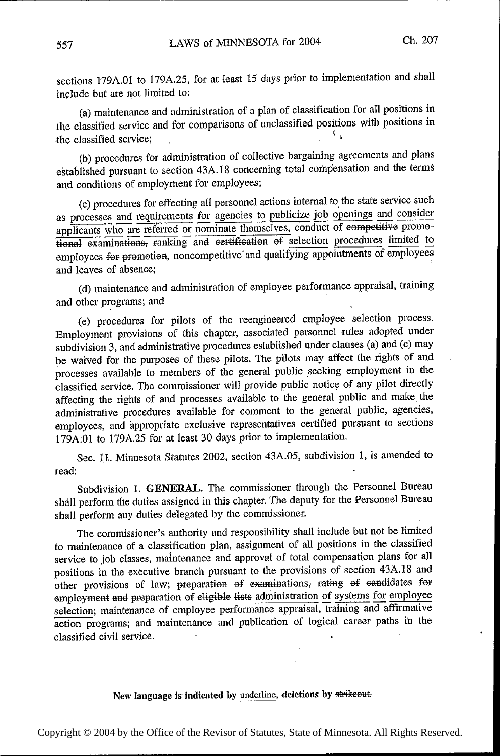sections 179A.01 to 179A.25, for at least 15 days prior to implementation and shall include but are not limited to:

(a) maintenance and administration of a plan of classification for all positions in the classified service and for comparisons of unclassified positions with positions in the classified service;

(b) procedures for administration of collective bargaining agreements and plans established pursuant to section 43A.18 concerning total compensation and the terms and conditions of employment for employees;

(c) procedures for effecting all personnel actions internal to the state service such as <u>processes and requirements for agencies to publicize job openings and consider applicants who are referred or nominate themselves,</u> conduct of ~~competitive promotional examinations, ranking and certification of~~ <u>selection procedures limited to</u> employees ~~for promotion~~, noncompetitive and qualifying appointments of employees and leaves of absence;

(d) maintenance and administration of employee performance appraisal, training and other programs; and

(e) procedures for pilots of the reengineered employee selection process. Employment provisions of this chapter, associated personnel rules adopted under subdivision 3, and administrative procedures established under clauses (a) and (c) may be waived for the purposes of these pilots. The pilots may affect the rights of and processes available to members of the general public seeking employment in the classified service. The commissioner will provide public notice of any pilot directly affecting the rights of and processes available to the general public and make the administrative procedures available for comment to the general public, agencies, employees, and appropriate exclusive representatives certified pursuant to sections 179A.01 to 179A.25 for at least 30 days prior to implementation.

Sec. 11. Minnesota Statutes 2002, section 43A.05, subdivision 1, is amended to read:

Subdivision 1. **GENERAL.** The commissioner through the Personnel Bureau shall perform the duties assigned in this chapter. The deputy for the Personnel Bureau shall perform any duties delegated by the commissioner.

The commissioner's authority and responsibility shall include but not be limited to maintenance of a classification plan, assignment of all positions in the classified service to job classes, maintenance and approval of total compensation plans for all positions in the executive branch pursuant to the provisions of section 43A.18 and other provisions of law; ~~preparation of examinations, rating of candidates for employment and preparation of eligible lists~~ <u>administration of systems for employee selection</u>; maintenance of employee performance appraisal, training and affirmative action programs; and maintenance and publication of logical career paths in the classified civil service.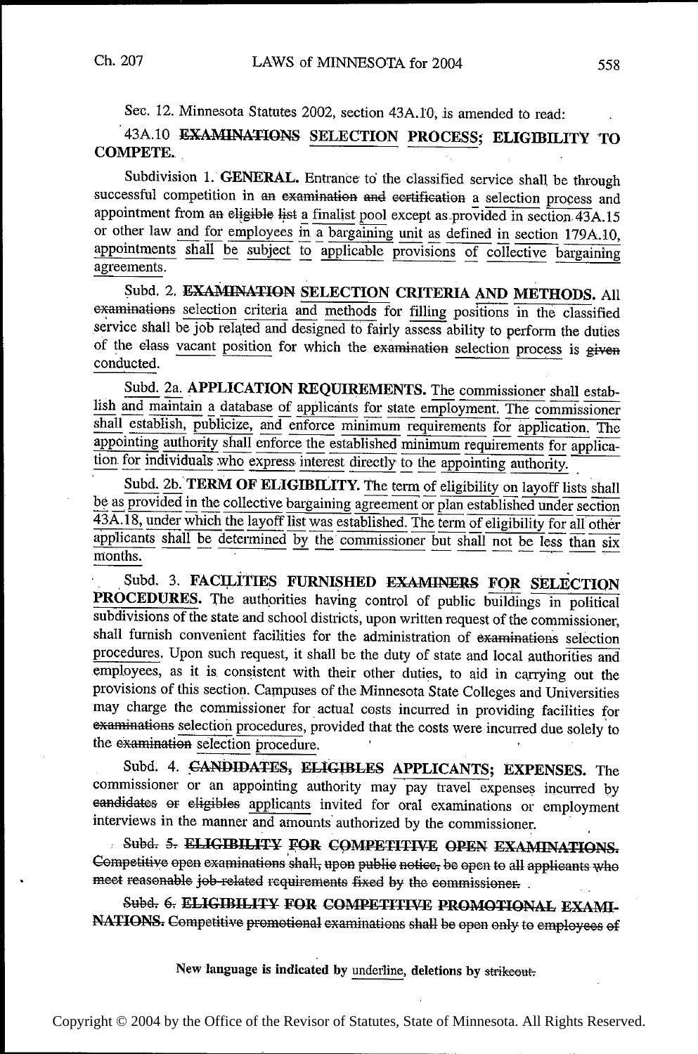Sec. 12. Minnesota Statutes 2002, section 43A.10, is amended to read:

43A.10 ~~EXAMINATIONS~~ <u>SELECTION PROCESS; ELIGIBILITY TO COMPETE.</u>

Subdivision 1. **GENERAL.** Entrance to the classified service shall be through successful competition in ~~an examination and certification~~ <u>a selection process</u> and appointment from ~~an eligible list~~ <u>a finalist pool</u> except as provided in section 43A.15 or other law <u>and for employees in a bargaining unit as defined in section 179A.10, appointments shall be subject to applicable provisions of collective bargaining agreements</u>.

Subd. 2. ~~**EXAMINATION**~~ **<u>SELECTION CRITERIA AND METHODS</u>.** All ~~examinations~~ <u>selection criteria and methods</u> for <u>filling</u> positions in the classified service shall be job related and designed to fairly assess ability to perform the duties of the ~~class~~ <u>vacant position</u> for which the ~~examination~~ <u>selection process</u> is ~~given~~ <u>conducted</u>.

<u>Subd. 2a. **APPLICATION REQUIREMENTS.** The commissioner shall establish and maintain a database of applicants for state employment. The commissioner shall establish, publicize, and enforce minimum requirements for application. The appointing authority shall enforce the established minimum requirements for application for individuals who express interest directly to the appointing authority.</u>

<u>Subd. 2b. **TERM OF ELIGIBILITY.** The term of eligibility on layoff lists shall be as provided in the collective bargaining agreement or plan established under section 43A.18, under which the layoff list was established. The term of eligibility for all other applicants shall be determined by the commissioner but shall not be less than six months.</u>

Subd. 3. **FACILITIES FURNISHED** ~~**EXAMINERS**~~ **<u>FOR SELECTION PROCEDURES</u>.** The authorities having control of public buildings in political subdivisions of the state and school districts, upon written request of the commissioner, shall furnish convenient facilities for the administration of ~~examinations~~ <u>selection procedures</u>. Upon such request, it shall be the duty of state and local authorities and employees, as it is consistent with their other duties, to aid in carrying out the provisions of this section. Campuses of the Minnesota State Colleges and Universities may charge the commissioner for actual costs incurred in providing facilities for ~~examinations~~ <u>selection procedures</u>, provided that the costs were incurred due solely to the ~~examination~~ <u>selection procedure</u>.

Subd. 4. ~~**CANDIDATES, ELIGIBLES**~~ **<u>APPLICANTS</u>; EXPENSES.** The commissioner or an appointing authority may pay travel expenses incurred by ~~candidates or eligibles~~ <u>applicants</u> invited for oral examinations or employment interviews in the manner and amounts authorized by the commissioner.

~~Subd. 5. **ELIGIBILITY FOR COMPETITIVE OPEN EXAMINATIONS.** Competitive open examinations shall, upon public notice, be open to all applicants who meet reasonable job-related requirements fixed by the commissioner.~~

~~Subd. 6. **ELIGIBILITY FOR COMPETITIVE PROMOTIONAL EXAMINATIONS.** Competitive promotional examinations shall be open only to employees of~~

New language is indicated by underline, deletions by ~~strikeout.~~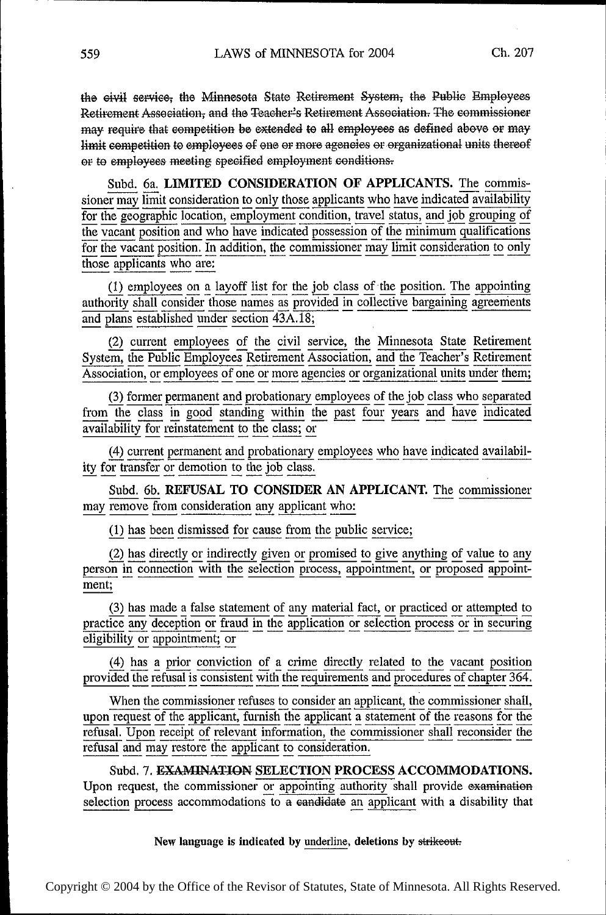~~the civil service, the Minnesota State Retirement System, the Public Employees Retirement Association, and the Teacher's Retirement Association. The commissioner may require that competition be extended to all employees as defined above or may limit competition to employees of one or more agencies or organizational units thereof or to employees meeting specified employment conditions.~~

Subd. 6a. **LIMITED CONSIDERATION OF APPLICANTS.** The commissioner may limit consideration to only those applicants who have indicated availability for the geographic location, employment condition, travel status, and job grouping of the vacant position and who have indicated possession of the minimum qualifications for the vacant position. In addition, the commissioner may limit consideration to only those applicants who are:

(1) employees on a layoff list for the job class of the position. The appointing authority shall consider those names as provided in collective bargaining agreements and plans established under section 43A.18;

(2) current employees of the civil service, the Minnesota State Retirement System, the Public Employees Retirement Association, and the Teacher's Retirement Association, or employees of one or more agencies or organizational units under them;

(3) former permanent and probationary employees of the job class who separated from the class in good standing within the past four years and have indicated availability for reinstatement to the class; or

(4) current permanent and probationary employees who have indicated availability for transfer or demotion to the job class.

Subd. 6b. **REFUSAL TO CONSIDER AN APPLICANT.** The commissioner may remove from consideration any applicant who:

(1) has been dismissed for cause from the public service;

(2) has directly or indirectly given or promised to give anything of value to any person in connection with the selection process, appointment, or proposed appointment;

(3) has made a false statement of any material fact, or practiced or attempted to practice any deception or fraud in the application or selection process or in securing eligibility or appointment; or

(4) has a prior conviction of a crime directly related to the vacant position provided the refusal is consistent with the requirements and procedures of chapter 364.

When the commissioner refuses to consider an applicant, the commissioner shall, upon request of the applicant, furnish the applicant a statement of the reasons for the refusal. Upon receipt of relevant information, the commissioner shall reconsider the refusal and may restore the applicant to consideration.

Subd. 7. **~~EXAMINATION~~ SELECTION PROCESS ACCOMMODATIONS.** Upon request, the commissioner or appointing authority shall provide ~~examination~~ selection process accommodations to ~~a candidate~~ an applicant with a disability that

New language is indicated by underline, deletions by ~~strikeout.~~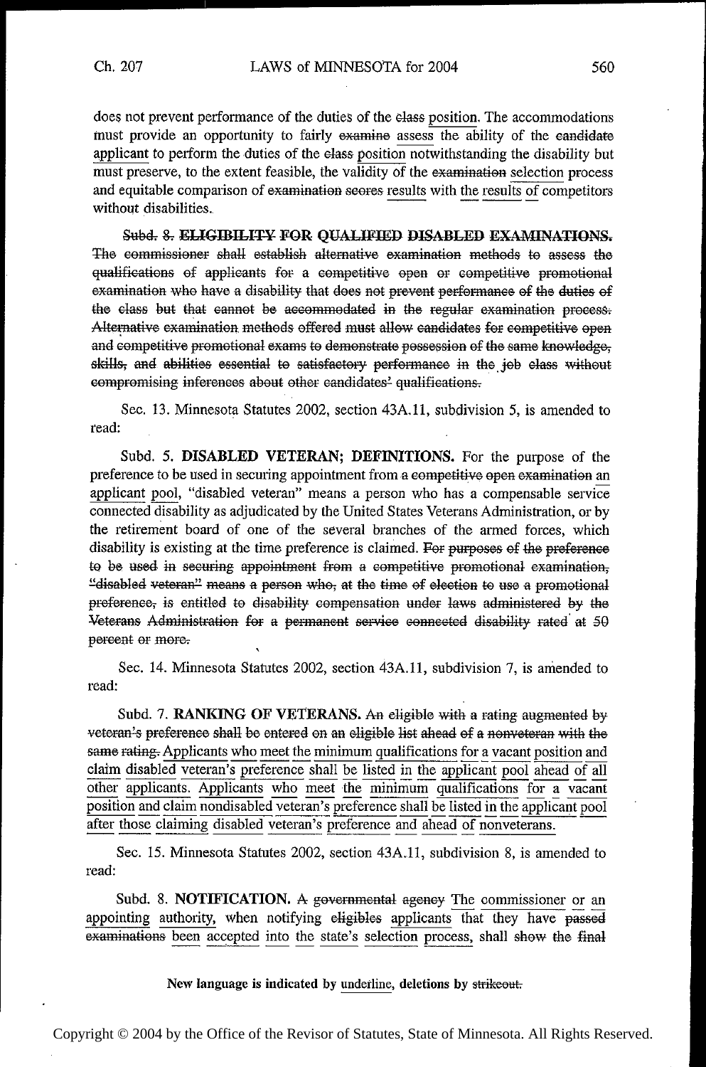does not prevent performance of the duties of the ~~class~~ <u>position</u>. The accommodations must provide an opportunity to fairly ~~examine~~ <u>assess</u> the ability of the ~~candidate~~ <u>applicant</u> to perform the duties of the ~~class~~ <u>position</u> notwithstanding the disability but must preserve, to the extent feasible, the validity of the ~~examination~~ <u>selection</u> process and equitable comparison of ~~examination scores~~ <u>results</u> with <u>the results of</u> competitors without disabilities.

~~Subd. 8. **ELIGIBILITY FOR QUALIFIED DISABLED EXAMINATIONS.** The commissioner shall establish alternative examination methods to assess the qualifications of applicants for a competitive open or competitive promotional examination who have a disability that does not prevent performance of the duties of the class but that cannot be accommodated in the regular examination process. Alternative examination methods offered must allow candidates for competitive open and competitive promotional exams to demonstrate possession of the same knowledge, skills, and abilities essential to satisfactory performance in the job class without compromising inferences about other candidates' qualifications.~~

Sec. 13. Minnesota Statutes 2002, section 43A.11, subdivision 5, is amended to read:

Subd. 5. **DISABLED VETERAN; DEFINITIONS.** For the purpose of the preference to be used in securing appointment from ~~a competitive open examination~~ <u>an applicant pool</u>, "disabled veteran" means a person who has a compensable service connected disability as adjudicated by the United States Veterans Administration, or by the retirement board of one of the several branches of the armed forces, which disability is existing at the time preference is claimed. ~~For purposes of the preference to be used in securing appointment from a competitive promotional examination, "disabled veteran" means a person who, at the time of election to use a promotional preference, is entitled to disability compensation under laws administered by the Veterans Administration for a permanent service connected disability rated at 50 percent or more.~~

Sec. 14. Minnesota Statutes 2002, section 43A.11, subdivision 7, is amended to read:

Subd. 7. **RANKING OF VETERANS.** ~~An eligible with a rating augmented by veteran's preference shall be entered on an eligible list ahead of a nonveteran with the same rating.~~ <u>Applicants who meet the minimum qualifications for a vacant position and claim disabled veteran's preference shall be listed in the applicant pool ahead of all other applicants. Applicants who meet the minimum qualifications for a vacant position and claim nondisabled veteran's preference shall be listed in the applicant pool after those claiming disabled veteran's preference and ahead of nonveterans.</u>

Sec. 15. Minnesota Statutes 2002, section 43A.11, subdivision 8, is amended to read:

Subd. 8. **NOTIFICATION.** ~~A governmental agency~~ <u>The commissioner or an appointing authority</u>, when notifying ~~eligibles~~ <u>applicants</u> that they have ~~passed examinations~~ <u>been accepted into the state's selection process</u>, shall ~~show the final~~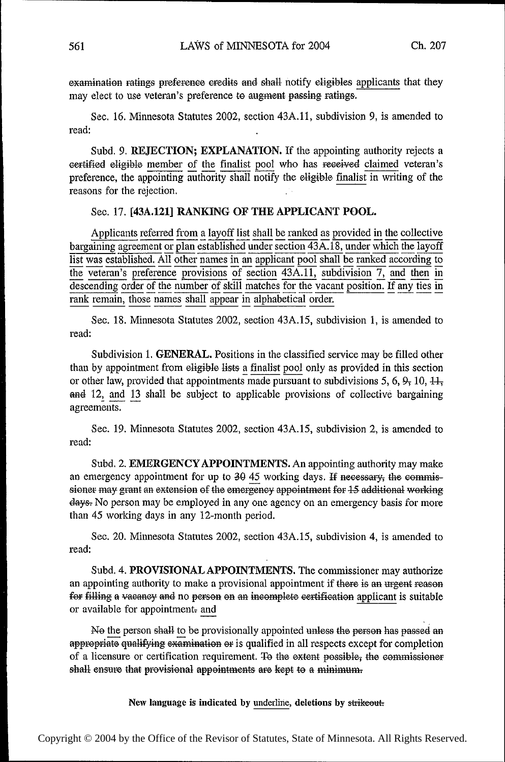~~examination ratings preference credits and shall~~ notify ~~eligibles~~ <u>applicants</u> that they may elect to use veteran's preference ~~to augment passing ratings~~.

Sec. 16. Minnesota Statutes 2002, section 43A.11, subdivision 9, is amended to read:

Subd. 9. **REJECTION; EXPLANATION.** If the appointing authority rejects a ~~certified eligible~~ <u>member of the finalist pool</u> who has ~~received~~ <u>claimed</u> veteran's preference, the appointing authority shall notify the ~~eligible~~ <u>finalist</u> in writing of the reasons for the rejection.

Sec. 17. **[43A.121] RANKING OF THE APPLICANT POOL.**

<u>Applicants referred from a layoff list shall be ranked as provided in the collective bargaining agreement or plan established under section 43A.18, under which the layoff list was established. All other names in an applicant pool shall be ranked according to the veteran's preference provisions of section 43A.11, subdivision 7, and then in descending order of the number of skill matches for the vacant position. If any ties in rank remain, those names shall appear in alphabetical order.</u>

Sec. 18. Minnesota Statutes 2002, section 43A.15, subdivision 1, is amended to read:

Subdivision 1. **GENERAL.** Positions in the classified service may be filled other than by appointment from ~~eligible lists~~ <u>a finalist pool</u> only as provided in this section or other law, provided that appointments made pursuant to subdivisions 5, 6, ~~9,~~ 10, ~~11, and~~ 12, <u>and 13</u> shall be subject to applicable provisions of collective bargaining agreements.

Sec. 19. Minnesota Statutes 2002, section 43A.15, subdivision 2, is amended to read:

Subd. 2. **EMERGENCY APPOINTMENTS.** An appointing authority may make an emergency appointment for up to ~~30~~ <u>45</u> working days. ~~If necessary, the commissioner may grant an extension of the emergency appointment for 15 additional working days.~~ No person may be employed in any one agency on an emergency basis for more than 45 working days in any 12-month period.

Sec. 20. Minnesota Statutes 2002, section 43A.15, subdivision 4, is amended to read:

Subd. 4. **PROVISIONAL APPOINTMENTS.** The commissioner may authorize an appointing authority to make a provisional appointment if ~~there is an urgent reason for filling a vacancy and~~ no ~~person on an incomplete certification~~ <u>applicant</u> is suitable or available for appointment~~.~~ <u>and</u>

~~No~~ <u>the</u> person ~~shall~~ <u>to</u> be provisionally appointed ~~unless the person has passed an appropriate qualifying examination or~~ is qualified in all respects except for completion of a licensure or certification requirement. ~~To the extent possible, the commissioner shall ensure that provisional appointments are kept to a minimum.~~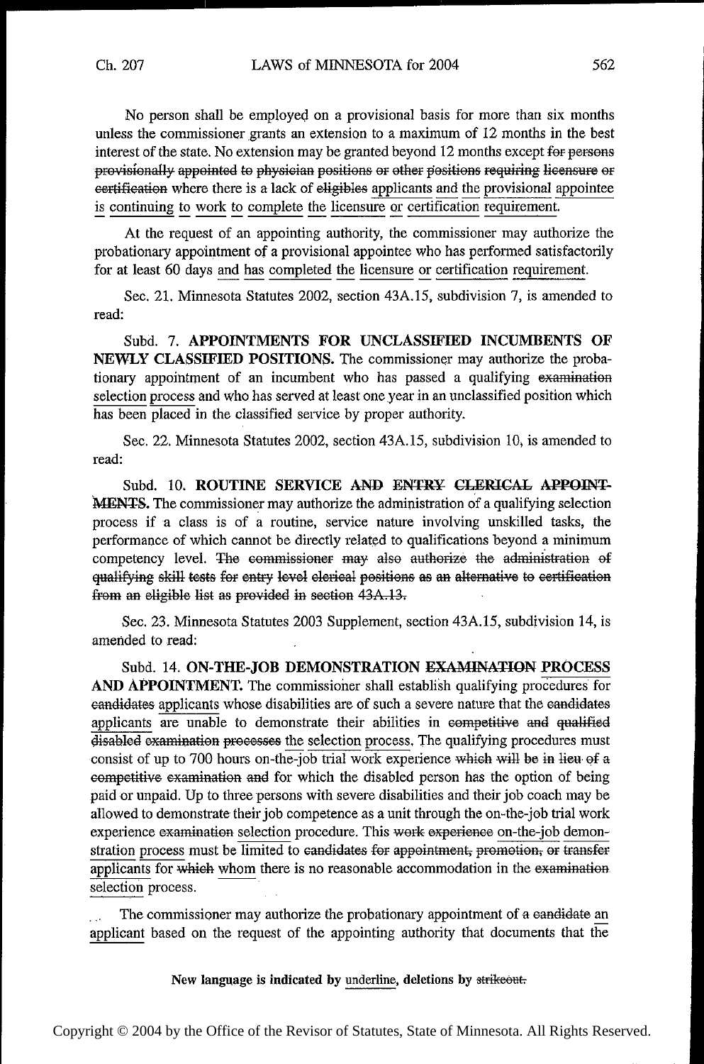No person shall be employed on a provisional basis for more than six months unless the commissioner grants an extension to a maximum of 12 months in the best interest of the state. No extension may be granted beyond 12 months except ~~for persons provisionally appointed to physician positions or other positions requiring licensure or certification~~ where there is a lack of ~~eligibles~~ <u>applicants</u> <u>and the provisional</u> appointee <u>is continuing to work to complete the licensure or certification requirement</u>.

At the request of an appointing authority, the commissioner may authorize the probationary appointment of a provisional appointee who has performed satisfactorily for at least 60 days <u>and has completed the licensure or certification requirement</u>.

Sec. 21. Minnesota Statutes 2002, section 43A.15, subdivision 7, is amended to read:

Subd. 7. **APPOINTMENTS FOR UNCLASSIFIED INCUMBENTS OF NEWLY CLASSIFIED POSITIONS.** The commissioner may authorize the probationary appointment of an incumbent who has passed a qualifying ~~examination~~ <u>selection process</u> and who has served at least one year in an unclassified position which has been placed in the classified service by proper authority.

Sec. 22. Minnesota Statutes 2002, section 43A.15, subdivision 10, is amended to read:

Subd. 10. **ROUTINE SERVICE ~~AND ENTRY CLERICAL~~ APPOINT~~MENTS~~.** The commissioner may authorize the administration of a qualifying selection process if a class is of a routine, service nature involving unskilled tasks, the performance of which cannot be directly related to qualifications beyond a minimum competency level. ~~The commissioner may also authorize the administration of qualifying skill tests for entry level clerical positions as an alternative to certification from an eligible list as provided in section 43A.13.~~

Sec. 23. Minnesota Statutes 2003 Supplement, section 43A.15, subdivision 14, is amended to read:

Subd. 14. **ON-THE-JOB DEMONSTRATION ~~EXAMINATION~~ <u>PROCESS</u> AND APPOINTMENT.** The commissioner shall establish qualifying procedures for ~~candidates~~ <u>applicants</u> whose disabilities are of such a severe nature that the ~~candidates~~ <u>applicants</u> are unable to demonstrate their abilities in ~~competitive and qualified disabled examination processes~~ <u>the selection process</u>. The qualifying procedures must consist of up to 700 hours on-the-job trial work experience ~~which will be in lieu of a competitive examination and~~ for which the disabled person has the option of being paid or unpaid. Up to three persons with severe disabilities and their job coach may be allowed to demonstrate their job competence as a unit through the on-the-job trial work experience ~~examination~~ <u>selection</u> procedure. This ~~work experience~~ <u>on-the-job demonstration process</u> must be limited to ~~candidates for appointment, promotion, or transfer~~ <u>applicants</u> for ~~which~~ <u>whom</u> there is no reasonable accommodation in the ~~examination~~ <u>selection</u> process.

The commissioner may authorize the probationary appointment of a ~~candidate~~ <u>an applicant</u> based on the request of the appointing authority that documents that the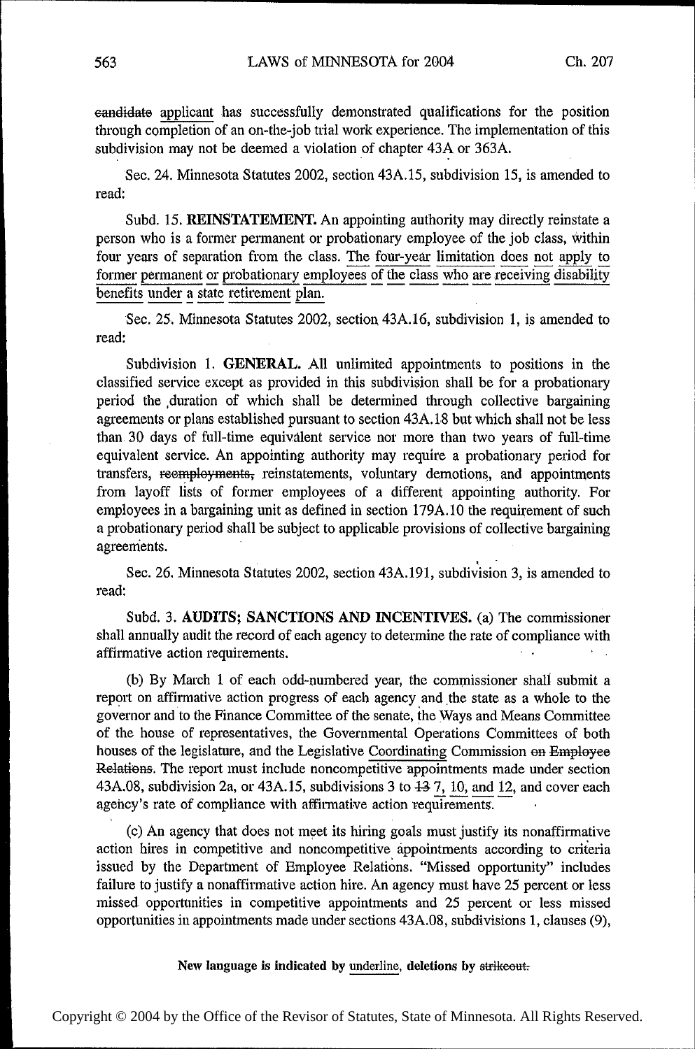~~candidate~~ applicant has successfully demonstrated qualifications for the position through completion of an on-the-job trial work experience. The implementation of this subdivision may not be deemed a violation of chapter 43A or 363A.

Sec. 24. Minnesota Statutes 2002, section 43A.15, subdivision 15, is amended to read:

Subd. 15. **REINSTATEMENT.** An appointing authority may directly reinstate a person who is a former permanent or probationary employee of the job class, within four years of separation from the class. <u>The four-year limitation does not apply to former permanent or probationary employees of the class who are receiving disability benefits under a state retirement plan.</u>

Sec. 25. Minnesota Statutes 2002, section 43A.16, subdivision 1, is amended to read:

Subdivision 1. **GENERAL.** All unlimited appointments to positions in the classified service except as provided in this subdivision shall be for a probationary period the duration of which shall be determined through collective bargaining agreements or plans established pursuant to section 43A.18 but which shall not be less than 30 days of full-time equivalent service nor more than two years of full-time equivalent service. An appointing authority may require a probationary period for transfers, ~~reemployments,~~ reinstatements, voluntary demotions, and appointments from layoff lists of former employees of a different appointing authority. For employees in a bargaining unit as defined in section 179A.10 the requirement of such a probationary period shall be subject to applicable provisions of collective bargaining agreements.

Sec. 26. Minnesota Statutes 2002, section 43A.191, subdivision 3, is amended to read:

Subd. 3. **AUDITS; SANCTIONS AND INCENTIVES.** (a) The commissioner shall annually audit the record of each agency to determine the rate of compliance with affirmative action requirements.

(b) By March 1 of each odd-numbered year, the commissioner shall submit a report on affirmative action progress of each agency and the state as a whole to the governor and to the Finance Committee of the senate, the Ways and Means Committee of the house of representatives, the Governmental Operations Committees of both houses of the legislature, and the Legislative <u>Coordinating</u> Commission ~~on Employee Relations~~. The report must include noncompetitive appointments made under section 43A.08, subdivision 2a, or 43A.15, subdivisions 3 to ~~13~~ <u>7, 10, and 12</u>, and cover each agency's rate of compliance with affirmative action requirements.

(c) An agency that does not meet its hiring goals must justify its nonaffirmative action hires in competitive and noncompetitive appointments according to criteria issued by the Department of Employee Relations. "Missed opportunity" includes failure to justify a nonaffirmative action hire. An agency must have 25 percent or less missed opportunities in competitive appointments and 25 percent or less missed opportunities in appointments made under sections 43A.08, subdivisions 1, clauses (9),

**New language is indicated by <u>underline</u>, deletions by ~~strikeout.~~**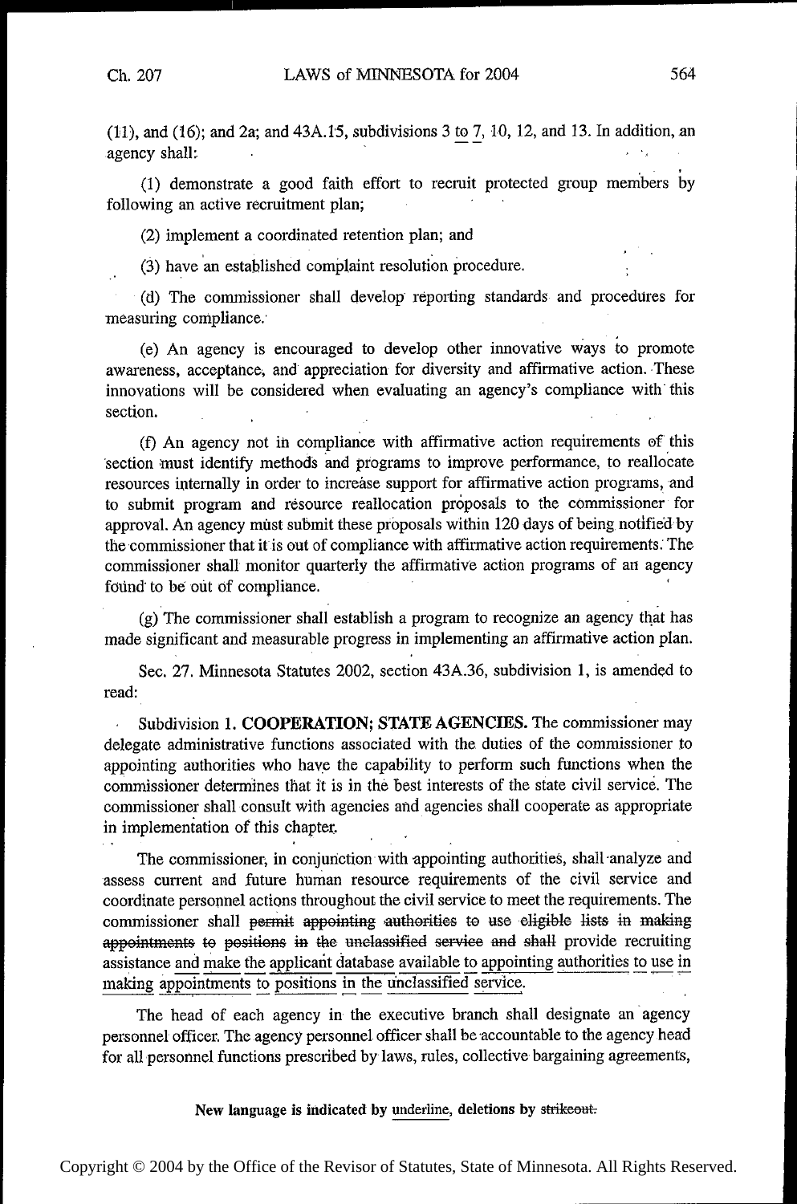(11), and (16); and 2a; and 43A.15, subdivisions 3 <u>to 7</u>, 10, 12, and 13. In addition, an agency shall:

(1) demonstrate a good faith effort to recruit protected group members by following an active recruitment plan;

(2) implement a coordinated retention plan; and

(3) have an established complaint resolution procedure.

(d) The commissioner shall develop reporting standards and procedures for measuring compliance.

(e) An agency is encouraged to develop other innovative ways to promote awareness, acceptance, and appreciation for diversity and affirmative action. These innovations will be considered when evaluating an agency's compliance with this section.

(f) An agency not in compliance with affirmative action requirements of this section must identify methods and programs to improve performance, to reallocate resources internally in order to increase support for affirmative action programs, and to submit program and resource reallocation proposals to the commissioner for approval. An agency must submit these proposals within 120 days of being notified by the commissioner that it is out of compliance with affirmative action requirements. The commissioner shall monitor quarterly the affirmative action programs of an agency found to be out of compliance.

(g) The commissioner shall establish a program to recognize an agency that has made significant and measurable progress in implementing an affirmative action plan.

Sec. 27. Minnesota Statutes 2002, section 43A.36, subdivision 1, is amended to read:

Subdivision 1. **COOPERATION; STATE AGENCIES.** The commissioner may delegate administrative functions associated with the duties of the commissioner to appointing authorities who have the capability to perform such functions when the commissioner determines that it is in the best interests of the state civil service. The commissioner shall consult with agencies and agencies shall cooperate as appropriate in implementation of this chapter.

The commissioner, in conjunction with appointing authorities, shall analyze and assess current and future human resource requirements of the civil service and coordinate personnel actions throughout the civil service to meet the requirements. The commissioner shall ~~permit appointing authorities to use eligible lists in making appointments to positions in the unclassified service and shall~~ provide recruiting assistance <u>and make the applicant database available to appointing authorities to use in making appointments to positions in the unclassified service</u>.

The head of each agency in the executive branch shall designate an agency personnel officer. The agency personnel officer shall be accountable to the agency head for all personnel functions prescribed by laws, rules, collective bargaining agreements,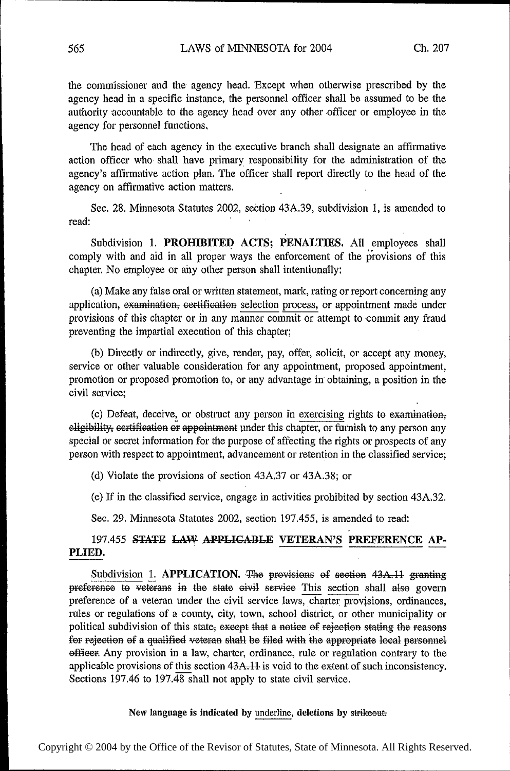the commissioner and the agency head. Except when otherwise prescribed by the agency head in a specific instance, the personnel officer shall be assumed to be the authority accountable to the agency head over any other officer or employee in the agency for personnel functions.

The head of each agency in the executive branch shall designate an affirmative action officer who shall have primary responsibility for the administration of the agency's affirmative action plan. The officer shall report directly to the head of the agency on affirmative action matters.

Sec. 28. Minnesota Statutes 2002, section 43A.39, subdivision 1, is amended to read:

Subdivision 1. **PROHIBITED ACTS; PENALTIES.** All employees shall comply with and aid in all proper ways the enforcement of the provisions of this chapter. No employee or any other person shall intentionally:

(a) Make any false oral or written statement, mark, rating or report concerning any application, ~~examination, certification~~ <u>selection process,</u> or appointment made under provisions of this chapter or in any manner commit or attempt to commit any fraud preventing the impartial execution of this chapter;

(b) Directly or indirectly, give, render, pay, offer, solicit, or accept any money, service or other valuable consideration for any appointment, proposed appointment, promotion or proposed promotion to, or any advantage in obtaining, a position in the civil service;

(c) Defeat, deceive, or obstruct any person in <u>exercising</u> rights ~~to examination, eligibility, certification or appointment~~ under this chapter, or furnish to any person any special or secret information for the purpose of affecting the rights or prospects of any person with respect to appointment, advancement or retention in the classified service;

(d) Violate the provisions of section 43A.37 or 43A.38; or

(e) If in the classified service, engage in activities prohibited by section 43A.32.

Sec. 29. Minnesota Statutes 2002, section 197.455, is amended to read:

197.455 **~~STATE LAW APPLICABLE~~ <u>VETERAN'S PREFERENCE APPLIED</u>.**

<u>Subdivision 1.</u> **<u>APPLICATION.</u>** ~~The provisions of section 43A.11 granting preference to veterans in the state civil service~~ <u>This section</u> shall ~~also~~ govern preference of a veteran under the civil service laws, charter provisions, ordinances, rules or regulations of a county, city, town, school district, or other municipality or political subdivision of this state~~, except that a notice of rejection stating the reasons for rejection of a qualified veteran shall be filed with the appropriate local personnel officer~~. Any provision in a law, charter, ordinance, rule or regulation contrary to the applicable provisions of <u>this</u> section ~~43A.11~~ is void to the extent of such inconsistency. <u>Sections 197.46 to 197.48 shall not apply to state civil service.</u>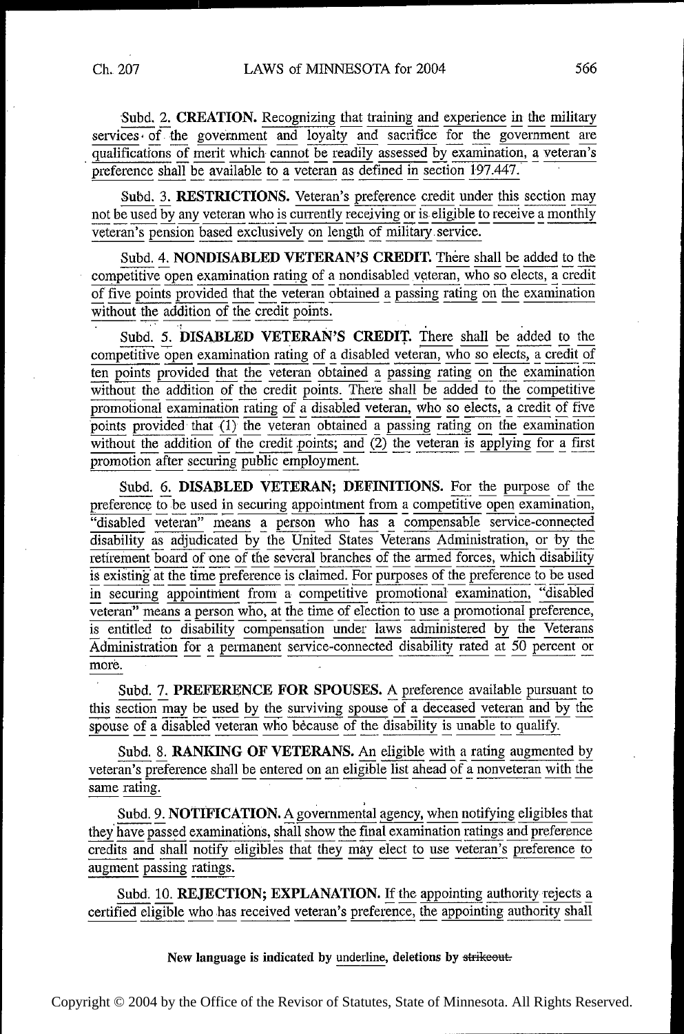Subd. 2. **CREATION.** Recognizing that training and experience in the military services of the government and loyalty and sacrifice for the government are qualifications of merit which cannot be readily assessed by examination, a veteran's preference shall be available to a veteran as defined in section 197.447.

Subd. 3. **RESTRICTIONS.** Veteran's preference credit under this section may not be used by any veteran who is currently receiving or is eligible to receive a monthly veteran's pension based exclusively on length of military service.

Subd. 4. **NONDISABLED VETERAN'S CREDIT.** There shall be added to the competitive open examination rating of a nondisabled veteran, who so elects, a credit of five points provided that the veteran obtained a passing rating on the examination without the addition of the credit points.

Subd. 5. **DISABLED VETERAN'S CREDIT.** There shall be added to the competitive open examination rating of a disabled veteran, who so elects, a credit of ten points provided that the veteran obtained a passing rating on the examination without the addition of the credit points. There shall be added to the competitive promotional examination rating of a disabled veteran, who so elects, a credit of five points provided that (1) the veteran obtained a passing rating on the examination without the addition of the credit points; and (2) the veteran is applying for a first promotion after securing public employment.

Subd. 6. **DISABLED VETERAN; DEFINITIONS.** For the purpose of the preference to be used in securing appointment from a competitive open examination, "disabled veteran" means a person who has a compensable service-connected disability as adjudicated by the United States Veterans Administration, or by the retirement board of one of the several branches of the armed forces, which disability is existing at the time preference is claimed. For purposes of the preference to be used in securing appointment from a competitive promotional examination, "disabled veteran" means a person who, at the time of election to use a promotional preference, is entitled to disability compensation under laws administered by the Veterans Administration for a permanent service-connected disability rated at 50 percent or more.

Subd. 7. **PREFERENCE FOR SPOUSES.** A preference available pursuant to this section may be used by the surviving spouse of a deceased veteran and by the spouse of a disabled veteran who because of the disability is unable to qualify.

Subd. 8. **RANKING OF VETERANS.** An eligible with a rating augmented by veteran's preference shall be entered on an eligible list ahead of a nonveteran with the same rating.

Subd. 9. **NOTIFICATION.** A governmental agency, when notifying eligibles that they have passed examinations, shall show the final examination ratings and preference credits and shall notify eligibles that they may elect to use veteran's preference to augment passing ratings.

Subd. 10. **REJECTION; EXPLANATION.** If the appointing authority rejects a certified eligible who has received veteran's preference, the appointing authority shall

New language is indicated by underline, deletions by ~~strikeout.~~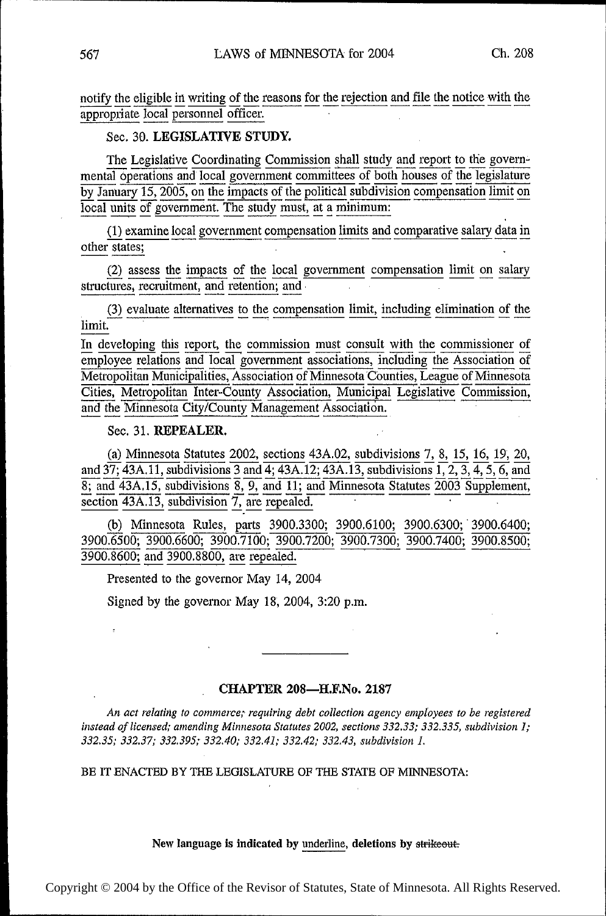notify the eligible in writing of the reasons for the rejection and file the notice with the appropriate local personnel officer.

Sec. 30. **LEGISLATIVE STUDY.**

The Legislative Coordinating Commission shall study and report to the governmental operations and local government committees of both houses of the legislature by January 15, 2005, on the impacts of the political subdivision compensation limit on local units of government. The study must, at a minimum:

(1) examine local government compensation limits and comparative salary data in other states;

(2) assess the impacts of the local government compensation limit on salary structures, recruitment, and retention; and

(3) evaluate alternatives to the compensation limit, including elimination of the limit.

In developing this report, the commission must consult with the commissioner of employee relations and local government associations, including the Association of Metropolitan Municipalities, Association of Minnesota Counties, League of Minnesota Cities, Metropolitan Inter-County Association, Municipal Legislative Commission, and the Minnesota City/County Management Association.

Sec. 31. **REPEALER.**

(a) Minnesota Statutes 2002, sections 43A.02, subdivisions 7, 8, 15, 16, 19, 20, and 37; 43A.11, subdivisions 3 and 4; 43A.12; 43A.13, subdivisions 1, 2, 3, 4, 5, 6, and 8; and 43A.15, subdivisions 8, 9, and 11; and Minnesota Statutes 2003 Supplement, section 43A.13, subdivision 7, are repealed.

(b) Minnesota Rules, parts 3900.3300; 3900.6100; 3900.6300; 3900.6400; 3900.6500; 3900.6600; 3900.7100; 3900.7200; 3900.7300; 3900.7400; 3900.8500; 3900.8600; and 3900.8800, are repealed.

Presented to the governor May 14, 2004

Signed by the governor May 18, 2004, 3:20 p.m.

---

## CHAPTER 208—H.F.No. 2187

*An act relating to commerce; requiring debt collection agency employees to be registered instead of licensed; amending Minnesota Statutes 2002, sections 332.33; 332.335, subdivision 1; 332.35; 332.37; 332.395; 332.40; 332.41; 332.42; 332.43, subdivision 1.*

BE IT ENACTED BY THE LEGISLATURE OF THE STATE OF MINNESOTA:

**New language is indicated by underline, deletions by ~~strikeout.~~**

Copyright © 2004 by the Office of the Revisor of Statutes, State of Minnesota. All Rights Reserved.